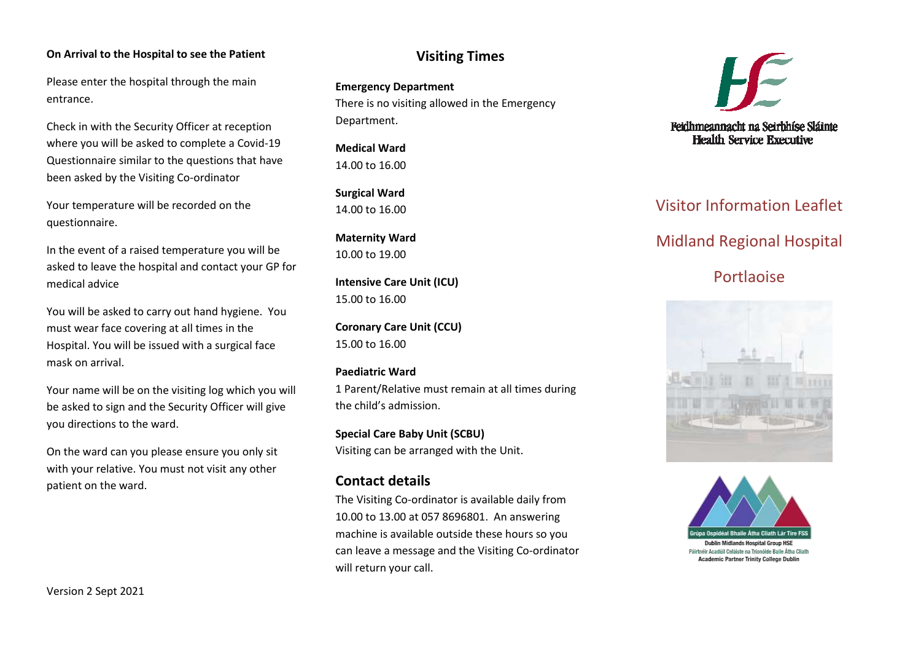**On Arrival to the Hospital to see the Patient**

Please enter the hospital through the main entrance.

Check in with the Security Officer at reception where you will be asked to complete a Covid-19 Questionnaire similar to the questions that have been asked by the Visiting Co-ordinator

Your temperature will be recorded on the questionnaire.

In the event of a raised temperature you will be asked to leave the hospital and contact your GP for medical advice

You will be asked to carry out hand hygiene. You must wear face covering at all times in the Hospital. You will be issued with a surgical face mask on arrival.

Your name will be on the visiting log which you will be asked to sign and the Security Officer will give you directions to the ward.

On the ward can you please ensure you only sit with your relative. You must not visit any other patient on the ward.

Version 2 Sept 2021

## Visiting Times

**Emergency Department**
There is no visiting allowed in the Emergency Department.

**Medical Ward**
14.00 to 16.00

**Surgical Ward**
14.00 to 16.00

**Maternity Ward**
10.00 to 19.00

**Intensive Care Unit (ICU)**
15.00 to 16.00

**Coronary Care Unit (CCU)**
15.00 to 16.00

**Paediatric Ward**
1 Parent/Relative must remain at all times during the child's admission.

**Special Care Baby Unit (SCBU)**
Visiting can be arranged with the Unit.

## Contact details

The Visiting Co-ordinator is available daily from 10.00 to 13.00 at 057 8696801. An answering machine is available outside these hours so you can leave a message and the Visiting Co-ordinator will return your call.

Feidhmeannacht na Seirbhíse Sláinte
Health Service Executive

# Visitor Information Leaflet

# Midland Regional Hospital

# Portlaoise

Grúpa Ospidéal Bhaile Átha Cliath Lár Tíre FSS
Dublin Midlands Hospital Group HSE
Páirtnéir Acadúil Coláiste na Tríonóide Baile Átha Cliath
Academic Partner Trinity College Dublin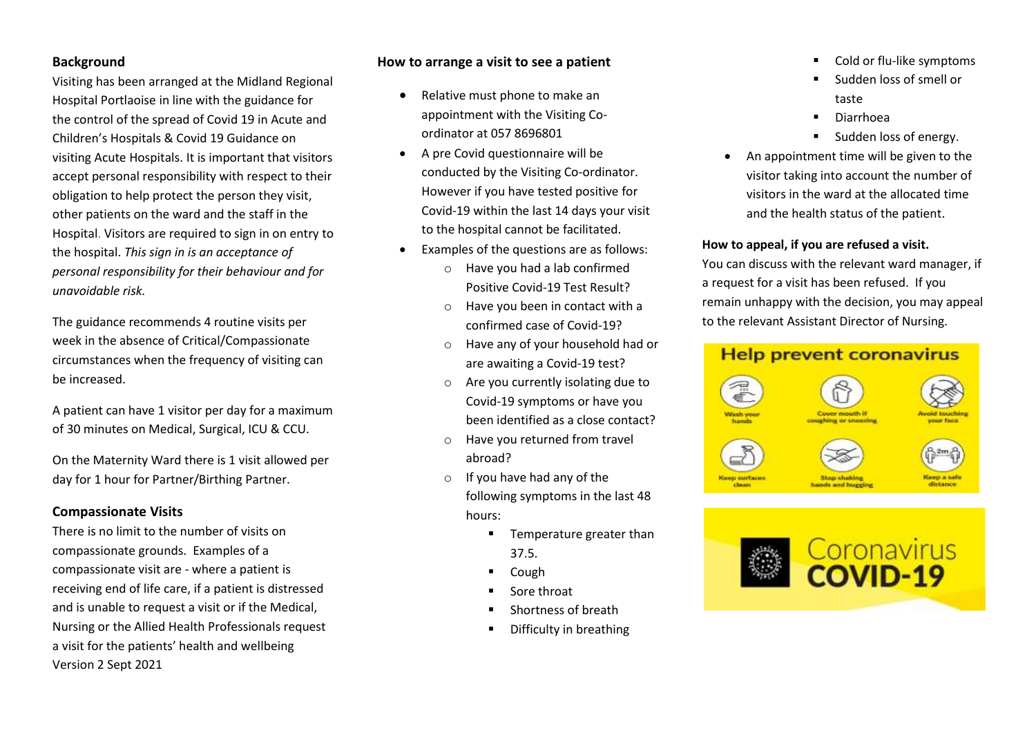## Background

Visiting has been arranged at the Midland Regional Hospital Portlaoise in line with the guidance for the control of the spread of Covid 19 in Acute and Children's Hospitals & Covid 19 Guidance on visiting Acute Hospitals. It is important that visitors accept personal responsibility with respect to their obligation to help protect the person they visit, other patients on the ward and the staff in the Hospital. Visitors are required to sign in on entry to the hospital. *This sign in is an acceptance of personal responsibility for their behaviour and for unavoidable risk.*

The guidance recommends 4 routine visits per week in the absence of Critical/Compassionate circumstances when the frequency of visiting can be increased.

A patient can have 1 visitor per day for a maximum of 30 minutes on Medical, Surgical, ICU & CCU.

On the Maternity Ward there is 1 visit allowed per day for 1 hour for Partner/Birthing Partner.

## Compassionate Visits

There is no limit to the number of visits on compassionate grounds. Examples of a compassionate visit are - where a patient is receiving end of life care, if a patient is distressed and is unable to request a visit or if the Medical, Nursing or the Allied Health Professionals request a visit for the patients' health and wellbeing

Version 2 Sept 2021

## How to arrange a visit to see a patient

- Relative must phone to make an appointment with the Visiting Co-ordinator at 057 8696801
- A pre Covid questionnaire will be conducted by the Visiting Co-ordinator. However if you have tested positive for Covid-19 within the last 14 days your visit to the hospital cannot be facilitated.
- Examples of the questions are as follows:
  - Have you had a lab confirmed Positive Covid-19 Test Result?
  - Have you been in contact with a confirmed case of Covid-19?
  - Have any of your household had or are awaiting a Covid-19 test?
  - Are you currently isolating due to Covid-19 symptoms or have you been identified as a close contact?
  - Have you returned from travel abroad?
  - If you have had any of the following symptoms in the last 48 hours:
    - Temperature greater than 37.5.
    - Cough
    - Sore throat
    - Shortness of breath
    - Difficulty in breathing
    - Cold or flu-like symptoms
    - Sudden loss of smell or taste
    - Diarrhoea
    - Sudden loss of energy.
- An appointment time will be given to the visitor taking into account the number of visitors in the ward at the allocated time and the health status of the patient.

**How to appeal, if you are refused a visit.**

You can discuss with the relevant ward manager, if a request for a visit has been refused. If you remain unhappy with the decision, you may appeal to the relevant Assistant Director of Nursing.

**Help prevent coronavirus**

Wash your hands
Cover mouth if coughing or sneezing
Avoid touching your face
Keep surfaces clean
Stop shaking hands and hugging
Keep a safe distance

Coronavirus **COVID-19**